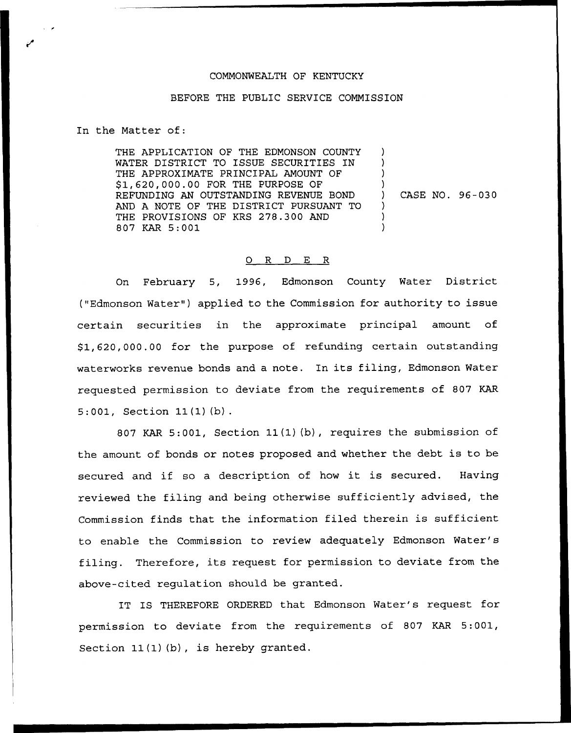COMMONWEALTH OF KENTUCKY

BEFORE THE PUBLIC SERVICE COMMISSION

In the Matter of:

THE APPLICATION OF THE EDMONSON COUNTY WATER DISTRICT TO ISSUE SECURITIES IN THE APPROXIMATE PRINCIPAL AMOUNT OF $1,620,000.00 FOR THE PURPOSE OF REFUNDING AN OUTSTANDING REVENUE BOND AND A NOTE OF THE DISTRICT PURSUANT TO THE PROVISIONS OF KRS 278.300 AND 807 KAR 5:001 ) CASE NO. 96-030

O R D E R

On February 5, 1996, Edmonson County Water District ("Edmonson Water") applied to the Commission for authority to issue certain securities in the approximate principal amount of $1,620,000.00 for the purpose of refunding certain outstanding waterworks revenue bonds and a note. In its filing, Edmonson Water requested permission to deviate from the requirements of 807 KAR 5:001, Section 11(1)(b).

807 KAR 5:001, Section 11(1)(b), requires the submission of the amount of bonds or notes proposed and whether the debt is to be secured and if so a description of how it is secured. Having reviewed the filing and being otherwise sufficiently advised, the Commission finds that the information filed therein is sufficient to enable the Commission to review adequately Edmonson Water's filing. Therefore, its request for permission to deviate from the above-cited regulation should be granted.

IT IS THEREFORE ORDERED that Edmonson Water's request for permission to deviate from the requirements of 807 KAR 5:001, Section 11(1)(b), is hereby granted.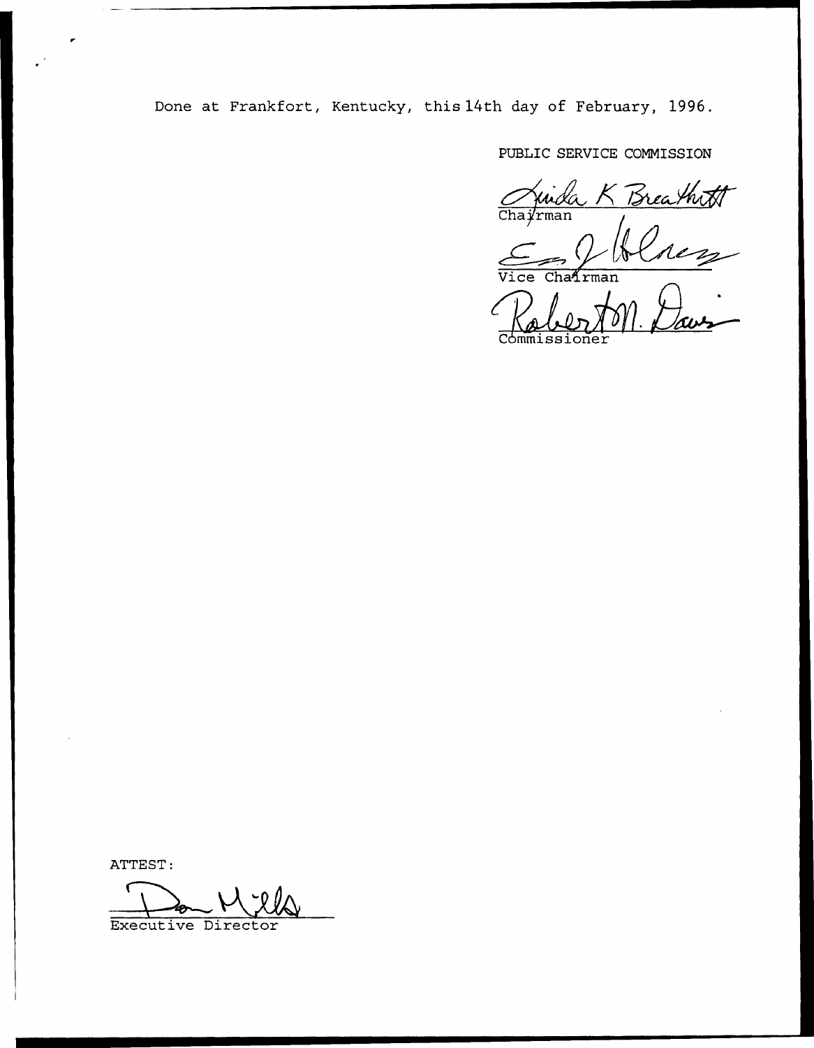Done at Frankfort, Kentucky, this 14th day of February, 1996.

PUBLIC SERVICE COMMISSION

Linda K Breathitt
Chairman

Vice Chairman

Robert M. Davis
Commissioner

ATTEST:

Don Mills
Executive Director